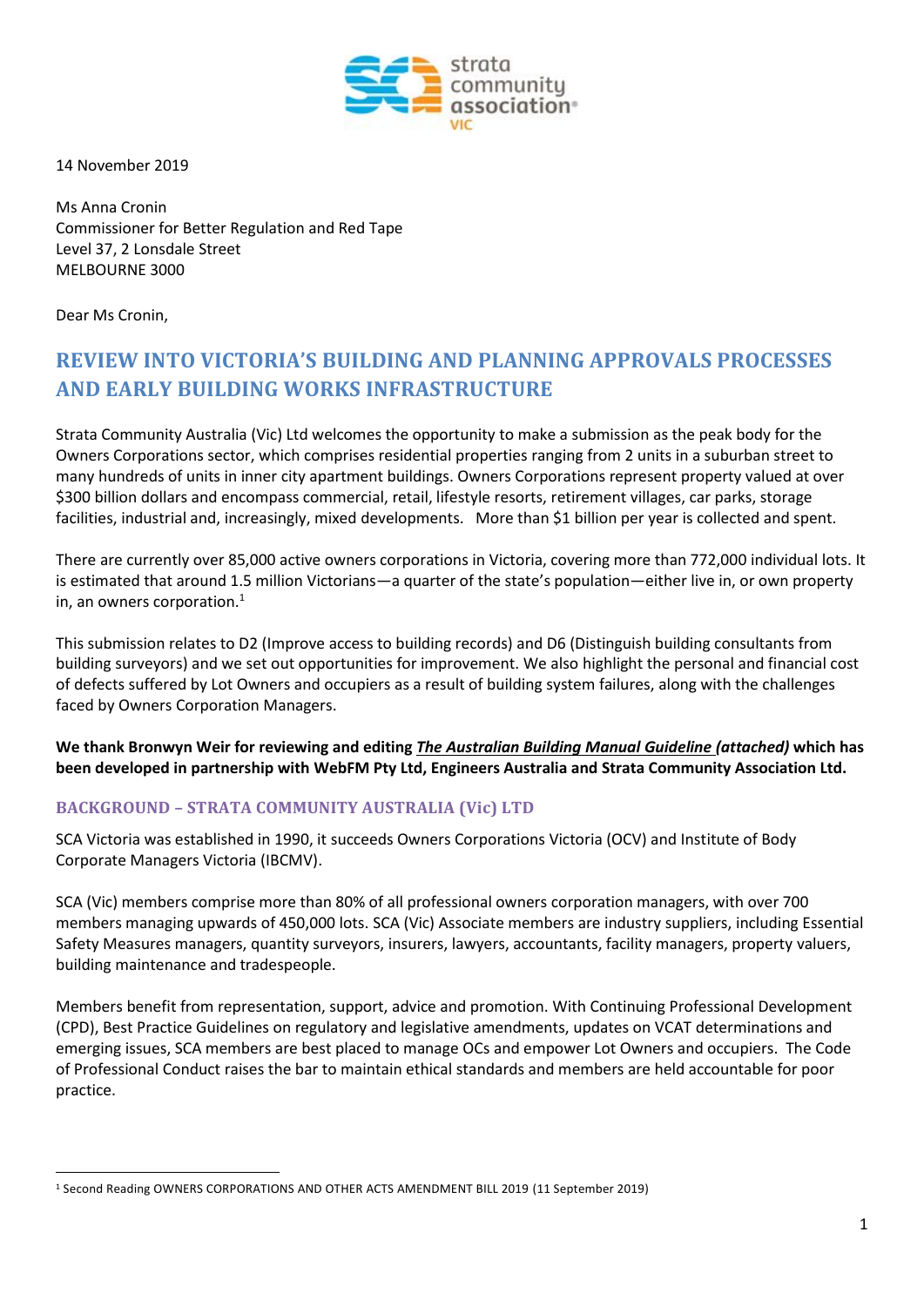14 November 2019

Ms Anna Cronin
Commissioner for Better Regulation and Red Tape
Level 37, 2 Lonsdale Street
MELBOURNE 3000

Dear Ms Cronin,

## REVIEW INTO VICTORIA'S BUILDING AND PLANNING APPROVALS PROCESSES AND EARLY BUILDING WORKS INFRASTRUCTURE

Strata Community Australia (Vic) Ltd welcomes the opportunity to make a submission as the peak body for the Owners Corporations sector, which comprises residential properties ranging from 2 units in a suburban street to many hundreds of units in inner city apartment buildings. Owners Corporations represent property valued at over $300 billion dollars and encompass commercial, retail, lifestyle resorts, retirement villages, car parks, storage facilities, industrial and, increasingly, mixed developments. More than $1 billion per year is collected and spent.

There are currently over 85,000 active owners corporations in Victoria, covering more than 772,000 individual lots. It is estimated that around 1.5 million Victorians—a quarter of the state's population—either live in, or own property in, an owners corporation.[1]

This submission relates to D2 (Improve access to building records) and D6 (Distinguish building consultants from building surveyors) and we set out opportunities for improvement. We also highlight the personal and financial cost of defects suffered by Lot Owners and occupiers as a result of building system failures, along with the challenges faced by Owners Corporation Managers.

**We thank Bronwyn Weir for reviewing and editing *The Australian Building Manual Guideline (attached)* which has been developed in partnership with WebFM Pty Ltd, Engineers Australia and Strata Community Association Ltd.**

### BACKGROUND – STRATA COMMUNITY AUSTRALIA (Vic) LTD

SCA Victoria was established in 1990, it succeeds Owners Corporations Victoria (OCV) and Institute of Body Corporate Managers Victoria (IBCMV).

SCA (Vic) members comprise more than 80% of all professional owners corporation managers, with over 700 members managing upwards of 450,000 lots. SCA (Vic) Associate members are industry suppliers, including Essential Safety Measures managers, quantity surveyors, insurers, lawyers, accountants, facility managers, property valuers, building maintenance and tradespeople.

Members benefit from representation, support, advice and promotion. With Continuing Professional Development (CPD), Best Practice Guidelines on regulatory and legislative amendments, updates on VCAT determinations and emerging issues, SCA members are best placed to manage OCs and empower Lot Owners and occupiers. The Code of Professional Conduct raises the bar to maintain ethical standards and members are held accountable for poor practice.

---

[1] Second Reading OWNERS CORPORATIONS AND OTHER ACTS AMENDMENT BILL 2019 (11 September 2019)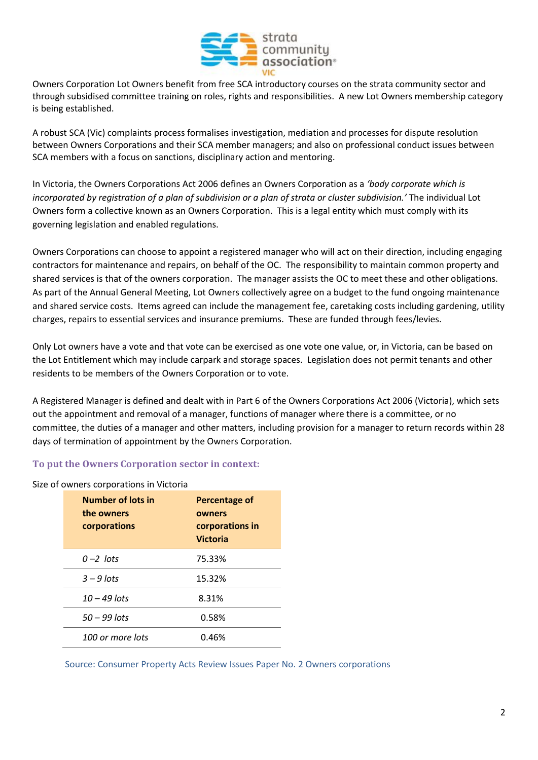Owners Corporation Lot Owners benefit from free SCA introductory courses on the strata community sector and through subsidised committee training on roles, rights and responsibilities. A new Lot Owners membership category is being established.

A robust SCA (Vic) complaints process formalises investigation, mediation and processes for dispute resolution between Owners Corporations and their SCA member managers; and also on professional conduct issues between SCA members with a focus on sanctions, disciplinary action and mentoring.

In Victoria, the Owners Corporations Act 2006 defines an Owners Corporation as a *'body corporate which is incorporated by registration of a plan of subdivision or a plan of strata or cluster subdivision.'* The individual Lot Owners form a collective known as an Owners Corporation. This is a legal entity which must comply with its governing legislation and enabled regulations.

Owners Corporations can choose to appoint a registered manager who will act on their direction, including engaging contractors for maintenance and repairs, on behalf of the OC. The responsibility to maintain common property and shared services is that of the owners corporation. The manager assists the OC to meet these and other obligations. As part of the Annual General Meeting, Lot Owners collectively agree on a budget to the fund ongoing maintenance and shared service costs. Items agreed can include the management fee, caretaking costs including gardening, utility charges, repairs to essential services and insurance premiums. These are funded through fees/levies.

Only Lot owners have a vote and that vote can be exercised as one vote one value, or, in Victoria, can be based on the Lot Entitlement which may include carpark and storage spaces. Legislation does not permit tenants and other residents to be members of the Owners Corporation or to vote.

A Registered Manager is defined and dealt with in Part 6 of the Owners Corporations Act 2006 (Victoria), which sets out the appointment and removal of a manager, functions of manager where there is a committee, or no committee, the duties of a manager and other matters, including provision for a manager to return records within 28 days of termination of appointment by the Owners Corporation.

## To put the Owners Corporation sector in context:

Size of owners corporations in Victoria

| Number of lots in the owners corporations | Percentage of owners corporations in Victoria |
|---|---|
| *0 –2 lots* | 75.33% |
| *3 – 9 lots* | 15.32% |
| *10 – 49 lots* | 8.31% |
| *50 – 99 lots* | 0.58% |
| *100 or more lots* | 0.46% |

Source: Consumer Property Acts Review Issues Paper No. 2 Owners corporations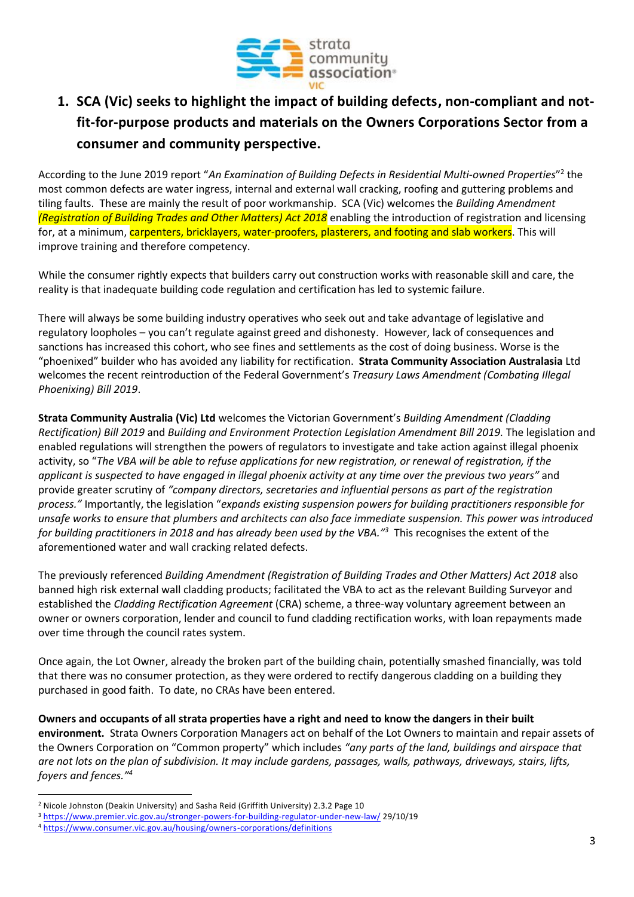## 1. SCA (Vic) seeks to highlight the impact of building defects, non-compliant and not-fit-for-purpose products and materials on the Owners Corporations Sector from a consumer and community perspective.

According to the June 2019 report "*An Examination of Building Defects in Residential Multi-owned Properties*"[2] the most common defects are water ingress, internal and external wall cracking, roofing and guttering problems and tiling faults. These are mainly the result of poor workmanship. SCA (Vic) welcomes the *Building Amendment (Registration of Building Trades and Other Matters) Act 2018* enabling the introduction of registration and licensing for, at a minimum, carpenters, bricklayers, water-proofers, plasterers, and footing and slab workers. This will improve training and therefore competency.

While the consumer rightly expects that builders carry out construction works with reasonable skill and care, the reality is that inadequate building code regulation and certification has led to systemic failure.

There will always be some building industry operatives who seek out and take advantage of legislative and regulatory loopholes – you can't regulate against greed and dishonesty. However, lack of consequences and sanctions has increased this cohort, who see fines and settlements as the cost of doing business. Worse is the "phoenixed" builder who has avoided any liability for rectification. **Strata Community Association Australasia** Ltd welcomes the recent reintroduction of the Federal Government's *Treasury Laws Amendment (Combating Illegal Phoenixing) Bill 2019*.

**Strata Community Australia (Vic) Ltd** welcomes the Victorian Government's *Building Amendment (Cladding Rectification) Bill 2019* and *Building and Environment Protection Legislation Amendment Bill 2019.* The legislation and enabled regulations will strengthen the powers of regulators to investigate and take action against illegal phoenix activity, so "*The VBA will be able to refuse applications for new registration, or renewal of registration, if the applicant is suspected to have engaged in illegal phoenix activity at any time over the previous two years*" and provide greater scrutiny of *"company directors, secretaries and influential persons as part of the registration process."* Importantly, the legislation "*expands existing suspension powers for building practitioners responsible for unsafe works to ensure that plumbers and architects can also face immediate suspension. This power was introduced for building practitioners in 2018 and has already been used by the VBA."*[3] This recognises the extent of the aforementioned water and wall cracking related defects.

The previously referenced *Building Amendment (Registration of Building Trades and Other Matters) Act 2018* also banned high risk external wall cladding products; facilitated the VBA to act as the relevant Building Surveyor and established the *Cladding Rectification Agreement* (CRA) scheme, a three-way voluntary agreement between an owner or owners corporation, lender and council to fund cladding rectification works, with loan repayments made over time through the council rates system.

Once again, the Lot Owner, already the broken part of the building chain, potentially smashed financially, was told that there was no consumer protection, as they were ordered to rectify dangerous cladding on a building they purchased in good faith. To date, no CRAs have been entered.

**Owners and occupants of all strata properties have a right and need to know the dangers in their built environment.** Strata Owners Corporation Managers act on behalf of the Lot Owners to maintain and repair assets of the Owners Corporation on "Common property" which includes *"any parts of the land, buildings and airspace that are not lots on the plan of subdivision. It may include gardens, passages, walls, pathways, driveways, stairs, lifts, foyers and fences."*[4]

---

[2] Nicole Johnston (Deakin University) and Sasha Reid (Griffith University) 2.3.2 Page 10

[3] https://www.premier.vic.gov.au/stronger-powers-for-building-regulator-under-new-law/ 29/10/19

[4] https://www.consumer.vic.gov.au/housing/owners-corporations/definitions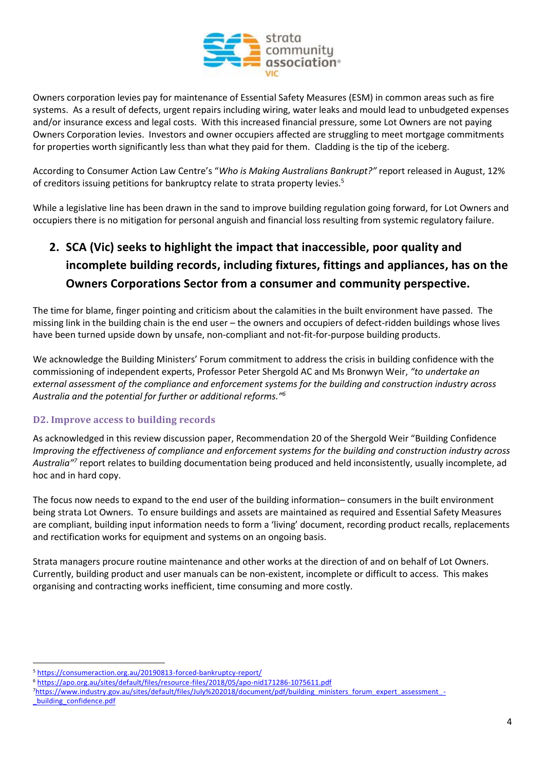Owners corporation levies pay for maintenance of Essential Safety Measures (ESM) in common areas such as fire systems. As a result of defects, urgent repairs including wiring, water leaks and mould lead to unbudgeted expenses and/or insurance excess and legal costs. With this increased financial pressure, some Lot Owners are not paying Owners Corporation levies. Investors and owner occupiers affected are struggling to meet mortgage commitments for properties worth significantly less than what they paid for them. Cladding is the tip of the iceberg.

According to Consumer Action Law Centre's "*Who is Making Australians Bankrupt?*" report released in August, 12% of creditors issuing petitions for bankruptcy relate to strata property levies.[5]

While a legislative line has been drawn in the sand to improve building regulation going forward, for Lot Owners and occupiers there is no mitigation for personal anguish and financial loss resulting from systemic regulatory failure.

## 2. SCA (Vic) seeks to highlight the impact that inaccessible, poor quality and incomplete building records, including fixtures, fittings and appliances, has on the Owners Corporations Sector from a consumer and community perspective.

The time for blame, finger pointing and criticism about the calamities in the built environment have passed. The missing link in the building chain is the end user – the owners and occupiers of defect-ridden buildings whose lives have been turned upside down by unsafe, non-compliant and not-fit-for-purpose building products.

We acknowledge the Building Ministers' Forum commitment to address the crisis in building confidence with the commissioning of independent experts, Professor Peter Shergold AC and Ms Bronwyn Weir, *"to undertake an external assessment of the compliance and enforcement systems for the building and construction industry across Australia and the potential for further or additional reforms."*[6]

### D2. Improve access to building records

As acknowledged in this review discussion paper, Recommendation 20 of the Shergold Weir "Building Confidence *Improving the effectiveness of compliance and enforcement systems for the building and construction industry across Australia"*[7] report relates to building documentation being produced and held inconsistently, usually incomplete, ad hoc and in hard copy.

The focus now needs to expand to the end user of the building information– consumers in the built environment being strata Lot Owners. To ensure buildings and assets are maintained as required and Essential Safety Measures are compliant, building input information needs to form a 'living' document, recording product recalls, replacements and rectification works for equipment and systems on an ongoing basis.

Strata managers procure routine maintenance and other works at the direction of and on behalf of Lot Owners. Currently, building product and user manuals can be non-existent, incomplete or difficult to access. This makes organising and contracting works inefficient, time consuming and more costly.

---

[5] https://consumeraction.org.au/20190813-forced-bankruptcy-report/

[6] https://apo.org.au/sites/default/files/resource-files/2018/05/apo-nid171286-1075611.pdf

[7] https://www.industry.gov.au/sites/default/files/July%202018/document/pdf/building_ministers_forum_expert_assessment_-_building_confidence.pdf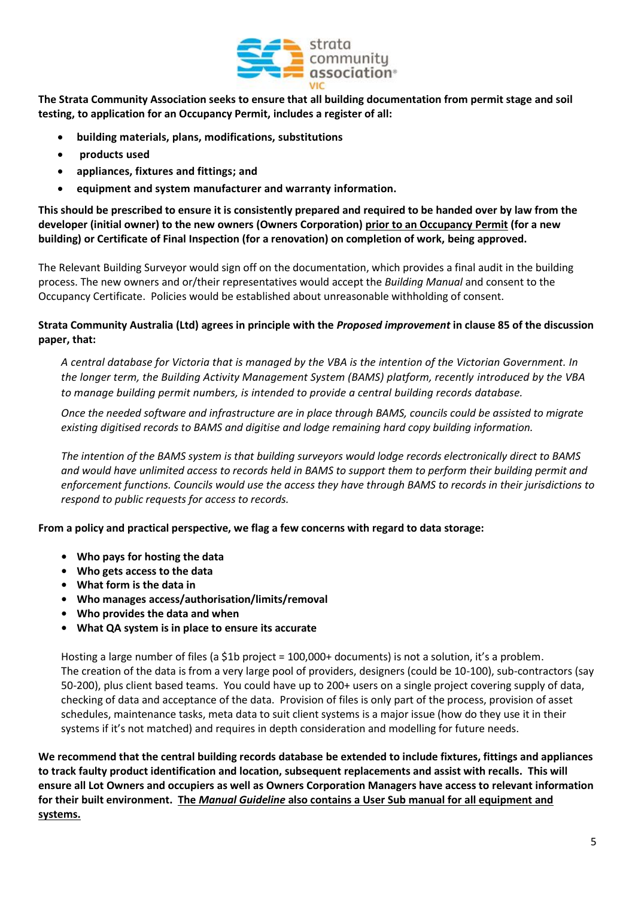**The Strata Community Association seeks to ensure that all building documentation from permit stage and soil testing, to application for an Occupancy Permit, includes a register of all:**

- **building materials, plans, modifications, substitutions**
- **products used**
- **appliances, fixtures and fittings; and**
- **equipment and system manufacturer and warranty information.**

**This should be prescribed to ensure it is consistently prepared and required to be handed over by law from the developer (initial owner) to the new owners (Owners Corporation) <u>prior to an Occupancy Permit</u> (for a new building) or Certificate of Final Inspection (for a renovation) on completion of work, being approved.**

The Relevant Building Surveyor would sign off on the documentation, which provides a final audit in the building process. The new owners and or/their representatives would accept the *Building Manual* and consent to the Occupancy Certificate. Policies would be established about unreasonable withholding of consent.

**Strata Community Australia (Ltd) agrees in principle with the *Proposed improvement* in clause 85 of the discussion paper, that:**

> *A central database for Victoria that is managed by the VBA is the intention of the Victorian Government. In the longer term, the Building Activity Management System (BAMS) platform, recently introduced by the VBA to manage building permit numbers, is intended to provide a central building records database.*
>
> *Once the needed software and infrastructure are in place through BAMS, councils could be assisted to migrate existing digitised records to BAMS and digitise and lodge remaining hard copy building information.*
>
> *The intention of the BAMS system is that building surveyors would lodge records electronically direct to BAMS and would have unlimited access to records held in BAMS to support them to perform their building permit and enforcement functions. Councils would use the access they have through BAMS to records in their jurisdictions to respond to public requests for access to records.*

**From a policy and practical perspective, we flag a few concerns with regard to data storage:**

- **Who pays for hosting the data**
- **Who gets access to the data**
- **What form is the data in**
- **Who manages access/authorisation/limits/removal**
- **Who provides the data and when**
- **What QA system is in place to ensure its accurate**

Hosting a large number of files (a $1b project = 100,000+ documents) is not a solution, it's a problem. The creation of the data is from a very large pool of providers, designers (could be 10-100), sub-contractors (say 50-200), plus client based teams. You could have up to 200+ users on a single project covering supply of data, checking of data and acceptance of the data. Provision of files is only part of the process, provision of asset schedules, maintenance tasks, meta data to suit client systems is a major issue (how do they use it in their systems if it's not matched) and requires in depth consideration and modelling for future needs.

**We recommend that the central building records database be extended to include fixtures, fittings and appliances to track faulty product identification and location, subsequent replacements and assist with recalls. This will ensure all Lot Owners and occupiers as well as Owners Corporation Managers have access to relevant information for their built environment. <u>The *Manual Guideline* also contains a User Sub manual for all equipment and systems.</u>**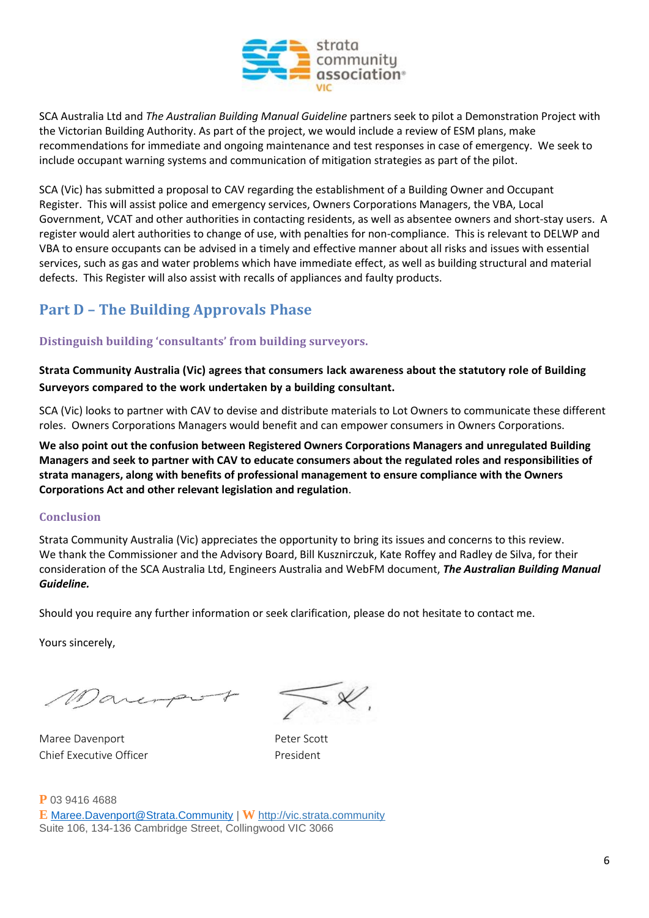SCA Australia Ltd and *The Australian Building Manual Guideline* partners seek to pilot a Demonstration Project with the Victorian Building Authority. As part of the project, we would include a review of ESM plans, make recommendations for immediate and ongoing maintenance and test responses in case of emergency. We seek to include occupant warning systems and communication of mitigation strategies as part of the pilot.

SCA (Vic) has submitted a proposal to CAV regarding the establishment of a Building Owner and Occupant Register. This will assist police and emergency services, Owners Corporations Managers, the VBA, Local Government, VCAT and other authorities in contacting residents, as well as absentee owners and short-stay users. A register would alert authorities to change of use, with penalties for non-compliance. This is relevant to DELWP and VBA to ensure occupants can be advised in a timely and effective manner about all risks and issues with essential services, such as gas and water problems which have immediate effect, as well as building structural and material defects. This Register will also assist with recalls of appliances and faulty products.

## Part D – The Building Approvals Phase

### Distinguish building 'consultants' from building surveyors.

**Strata Community Australia (Vic) agrees that consumers lack awareness about the statutory role of Building Surveyors compared to the work undertaken by a building consultant.**

SCA (Vic) looks to partner with CAV to devise and distribute materials to Lot Owners to communicate these different roles. Owners Corporations Managers would benefit and can empower consumers in Owners Corporations.

**We also point out the confusion between Registered Owners Corporations Managers and unregulated Building Managers and seek to partner with CAV to educate consumers about the regulated roles and responsibilities of strata managers, along with benefits of professional management to ensure compliance with the Owners Corporations Act and other relevant legislation and regulation**.

### Conclusion

Strata Community Australia (Vic) appreciates the opportunity to bring its issues and concerns to this review. We thank the Commissioner and the Advisory Board, Bill Kusznirczuk, Kate Roffey and Radley de Silva, for their consideration of the SCA Australia Ltd, Engineers Australia and WebFM document, ***The Australian Building Manual Guideline.***

Should you require any further information or seek clarification, please do not hesitate to contact me.

Yours sincerely,

Maree Davenport
Chief Executive Officer

Peter Scott
President

**P** 03 9416 4688
**E** Maree.Davenport@Strata.Community | **W** http://vic.strata.community
Suite 106, 134-136 Cambridge Street, Collingwood VIC 3066